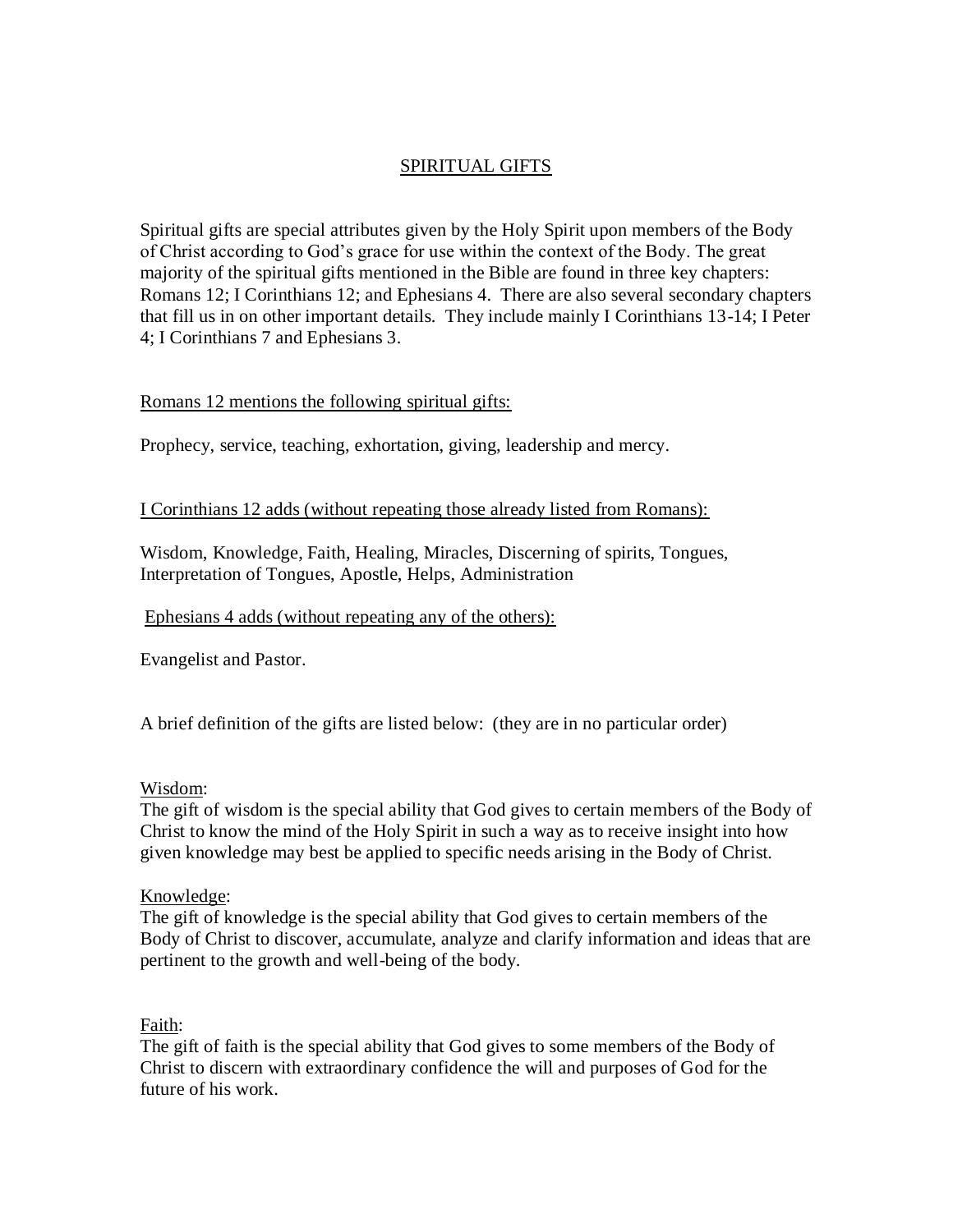# SPIRITUAL GIFTS

Spiritual gifts are special attributes given by the Holy Spirit upon members of the Body of Christ according to God's grace for use within the context of the Body. The great majority of the spiritual gifts mentioned in the Bible are found in three key chapters: Romans 12; I Corinthians 12; and Ephesians 4. There are also several secondary chapters that fill us in on other important details. They include mainly I Corinthians 13-14; I Peter 4; I Corinthians 7 and Ephesians 3.

## Romans 12 mentions the following spiritual gifts:

Prophecy, service, teaching, exhortation, giving, leadership and mercy.

## I Corinthians 12 adds (without repeating those already listed from Romans):

Wisdom, Knowledge, Faith, Healing, Miracles, Discerning of spirits, Tongues, Interpretation of Tongues, Apostle, Helps, Administration

## Ephesians 4 adds (without repeating any of the others):

Evangelist and Pastor.

A brief definition of the gifts are listed below: (they are in no particular order)

### Wisdom:

The gift of wisdom is the special ability that God gives to certain members of the Body of Christ to know the mind of the Holy Spirit in such a way as to receive insight into how given knowledge may best be applied to specific needs arising in the Body of Christ.

### Knowledge:

The gift of knowledge is the special ability that God gives to certain members of the Body of Christ to discover, accumulate, analyze and clarify information and ideas that are pertinent to the growth and well-being of the body.

### Faith:

The gift of faith is the special ability that God gives to some members of the Body of Christ to discern with extraordinary confidence the will and purposes of God for the future of his work.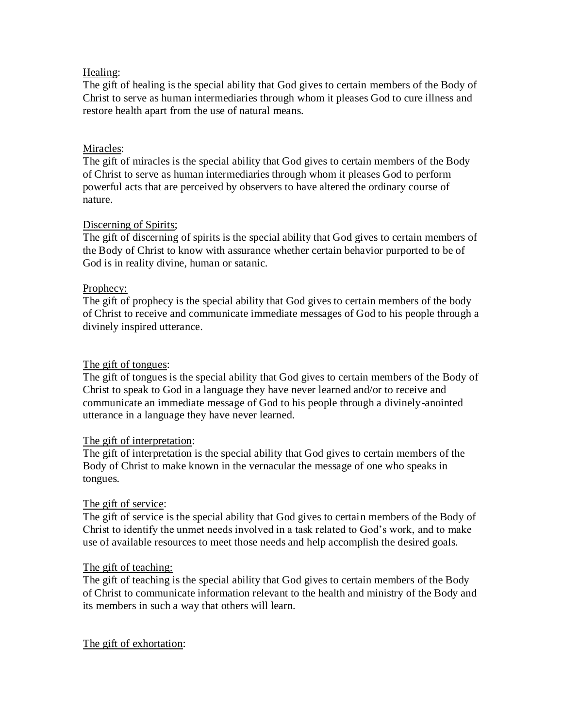Healing:

The gift of healing is the special ability that God gives to certain members of the Body of Christ to serve as human intermediaries through whom it pleases God to cure illness and restore health apart from the use of natural means.

Miracles:

The gift of miracles is the special ability that God gives to certain members of the Body of Christ to serve as human intermediaries through whom it pleases God to perform powerful acts that are perceived by observers to have altered the ordinary course of nature.

Discerning of Spirits;

The gift of discerning of spirits is the special ability that God gives to certain members of the Body of Christ to know with assurance whether certain behavior purported to be of God is in reality divine, human or satanic.

Prophecy:

The gift of prophecy is the special ability that God gives to certain members of the body of Christ to receive and communicate immediate messages of God to his people through a divinely inspired utterance.

The gift of tongues:

The gift of tongues is the special ability that God gives to certain members of the Body of Christ to speak to God in a language they have never learned and/or to receive and communicate an immediate message of God to his people through a divinely-anointed utterance in a language they have never learned.

The gift of interpretation:

The gift of interpretation is the special ability that God gives to certain members of the Body of Christ to make known in the vernacular the message of one who speaks in tongues.

The gift of service:

The gift of service is the special ability that God gives to certain members of the Body of Christ to identify the unmet needs involved in a task related to God's work, and to make use of available resources to meet those needs and help accomplish the desired goals.

The gift of teaching:

The gift of teaching is the special ability that God gives to certain members of the Body of Christ to communicate information relevant to the health and ministry of the Body and its members in such a way that others will learn.

The gift of exhortation: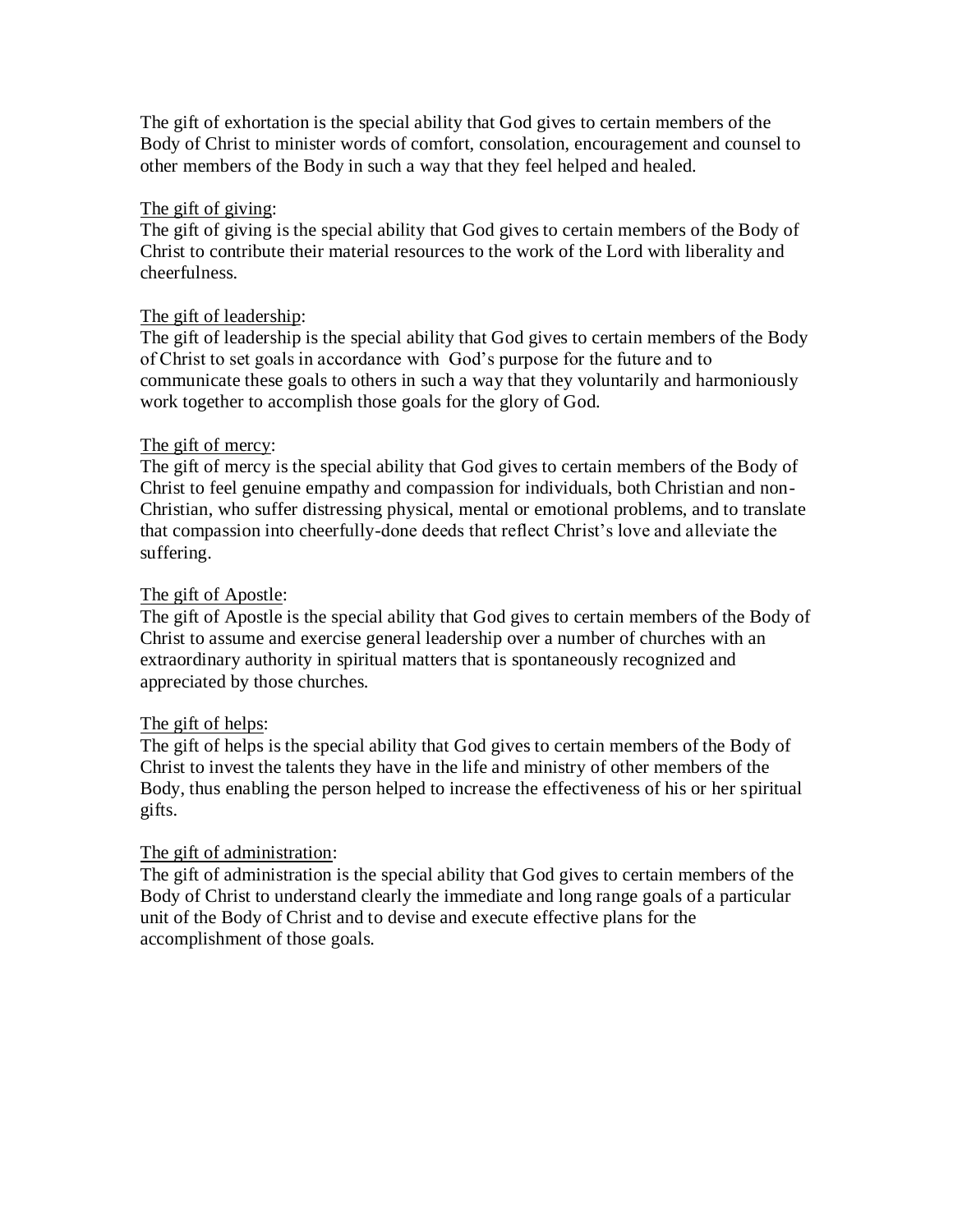The gift of exhortation is the special ability that God gives to certain members of the Body of Christ to minister words of comfort, consolation, encouragement and counsel to other members of the Body in such a way that they feel helped and healed.

<u>The gift of giving</u>:
The gift of giving is the special ability that God gives to certain members of the Body of Christ to contribute their material resources to the work of the Lord with liberality and cheerfulness.

<u>The gift of leadership</u>:
The gift of leadership is the special ability that God gives to certain members of the Body of Christ to set goals in accordance with God's purpose for the future and to communicate these goals to others in such a way that they voluntarily and harmoniously work together to accomplish those goals for the glory of God.

<u>The gift of mercy</u>:
The gift of mercy is the special ability that God gives to certain members of the Body of Christ to feel genuine empathy and compassion for individuals, both Christian and non-Christian, who suffer distressing physical, mental or emotional problems, and to translate that compassion into cheerfully-done deeds that reflect Christ's love and alleviate the suffering.

<u>The gift of Apostle</u>:
The gift of Apostle is the special ability that God gives to certain members of the Body of Christ to assume and exercise general leadership over a number of churches with an extraordinary authority in spiritual matters that is spontaneously recognized and appreciated by those churches.

<u>The gift of helps</u>:
The gift of helps is the special ability that God gives to certain members of the Body of Christ to invest the talents they have in the life and ministry of other members of the Body, thus enabling the person helped to increase the effectiveness of his or her spiritual gifts.

<u>The gift of administration</u>:
The gift of administration is the special ability that God gives to certain members of the Body of Christ to understand clearly the immediate and long range goals of a particular unit of the Body of Christ and to devise and execute effective plans for the accomplishment of those goals.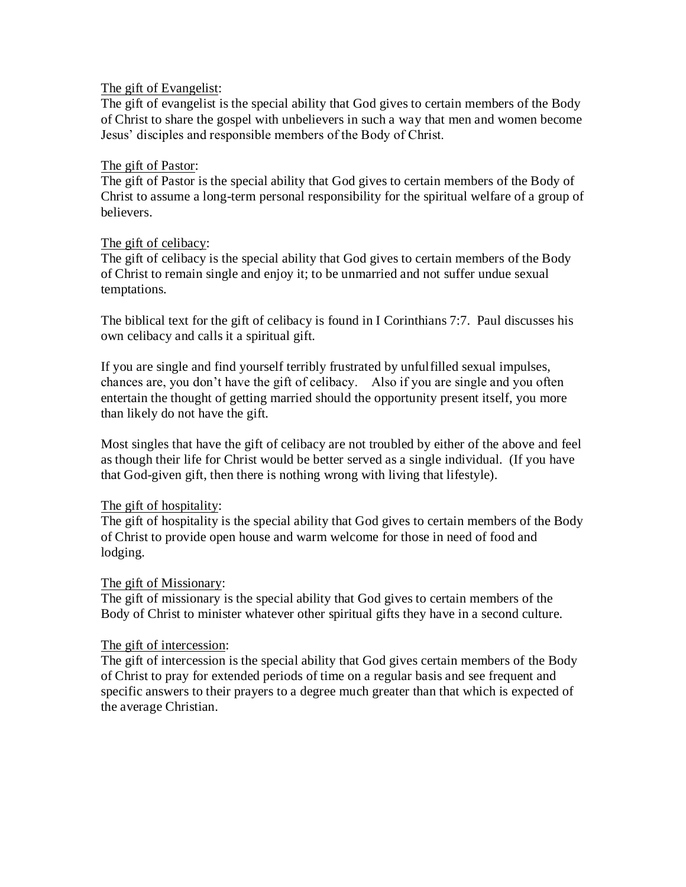<u>The gift of Evangelist</u>:
The gift of evangelist is the special ability that God gives to certain members of the Body of Christ to share the gospel with unbelievers in such a way that men and women become Jesus' disciples and responsible members of the Body of Christ.

<u>The gift of Pastor</u>:
The gift of Pastor is the special ability that God gives to certain members of the Body of Christ to assume a long-term personal responsibility for the spiritual welfare of a group of believers.

<u>The gift of celibacy</u>:
The gift of celibacy is the special ability that God gives to certain members of the Body of Christ to remain single and enjoy it; to be unmarried and not suffer undue sexual temptations.

The biblical text for the gift of celibacy is found in I Corinthians 7:7. Paul discusses his own celibacy and calls it a spiritual gift.

If you are single and find yourself terribly frustrated by unfulfilled sexual impulses, chances are, you don't have the gift of celibacy. Also if you are single and you often entertain the thought of getting married should the opportunity present itself, you more than likely do not have the gift.

Most singles that have the gift of celibacy are not troubled by either of the above and feel as though their life for Christ would be better served as a single individual. (If you have that God-given gift, then there is nothing wrong with living that lifestyle).

<u>The gift of hospitality</u>:
The gift of hospitality is the special ability that God gives to certain members of the Body of Christ to provide open house and warm welcome for those in need of food and lodging.

<u>The gift of Missionary</u>:
The gift of missionary is the special ability that God gives to certain members of the Body of Christ to minister whatever other spiritual gifts they have in a second culture.

<u>The gift of intercession</u>:
The gift of intercession is the special ability that God gives certain members of the Body of Christ to pray for extended periods of time on a regular basis and see frequent and specific answers to their prayers to a degree much greater than that which is expected of the average Christian.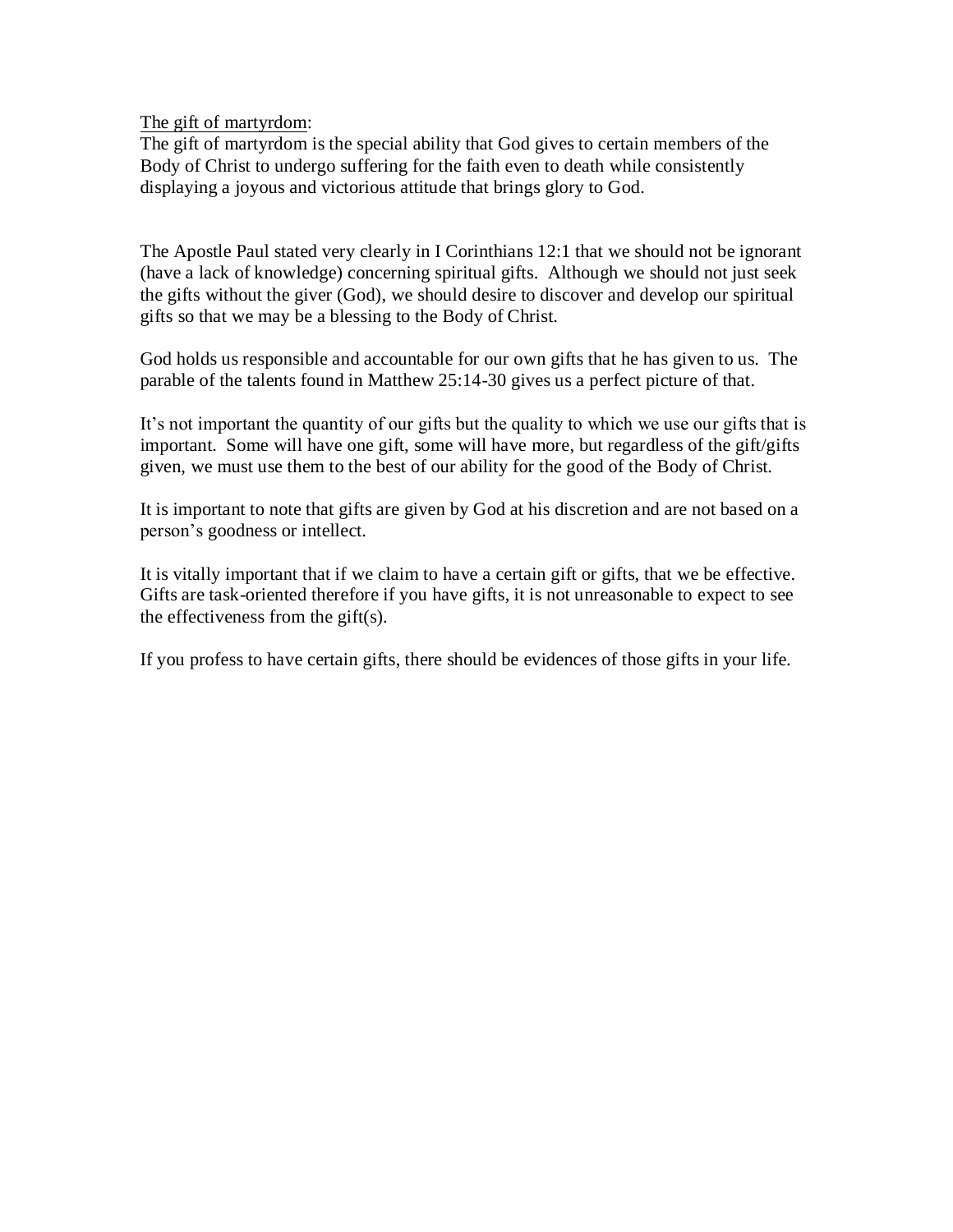<u>The gift of martyrdom</u>:
The gift of martyrdom is the special ability that God gives to certain members of the Body of Christ to undergo suffering for the faith even to death while consistently displaying a joyous and victorious attitude that brings glory to God.

The Apostle Paul stated very clearly in I Corinthians 12:1 that we should not be ignorant (have a lack of knowledge) concerning spiritual gifts. Although we should not just seek the gifts without the giver (God), we should desire to discover and develop our spiritual gifts so that we may be a blessing to the Body of Christ.

God holds us responsible and accountable for our own gifts that he has given to us. The parable of the talents found in Matthew 25:14-30 gives us a perfect picture of that.

It's not important the quantity of our gifts but the quality to which we use our gifts that is important. Some will have one gift, some will have more, but regardless of the gift/gifts given, we must use them to the best of our ability for the good of the Body of Christ.

It is important to note that gifts are given by God at his discretion and are not based on a person's goodness or intellect.

It is vitally important that if we claim to have a certain gift or gifts, that we be effective. Gifts are task-oriented therefore if you have gifts, it is not unreasonable to expect to see the effectiveness from the gift(s).

If you profess to have certain gifts, there should be evidences of those gifts in your life.